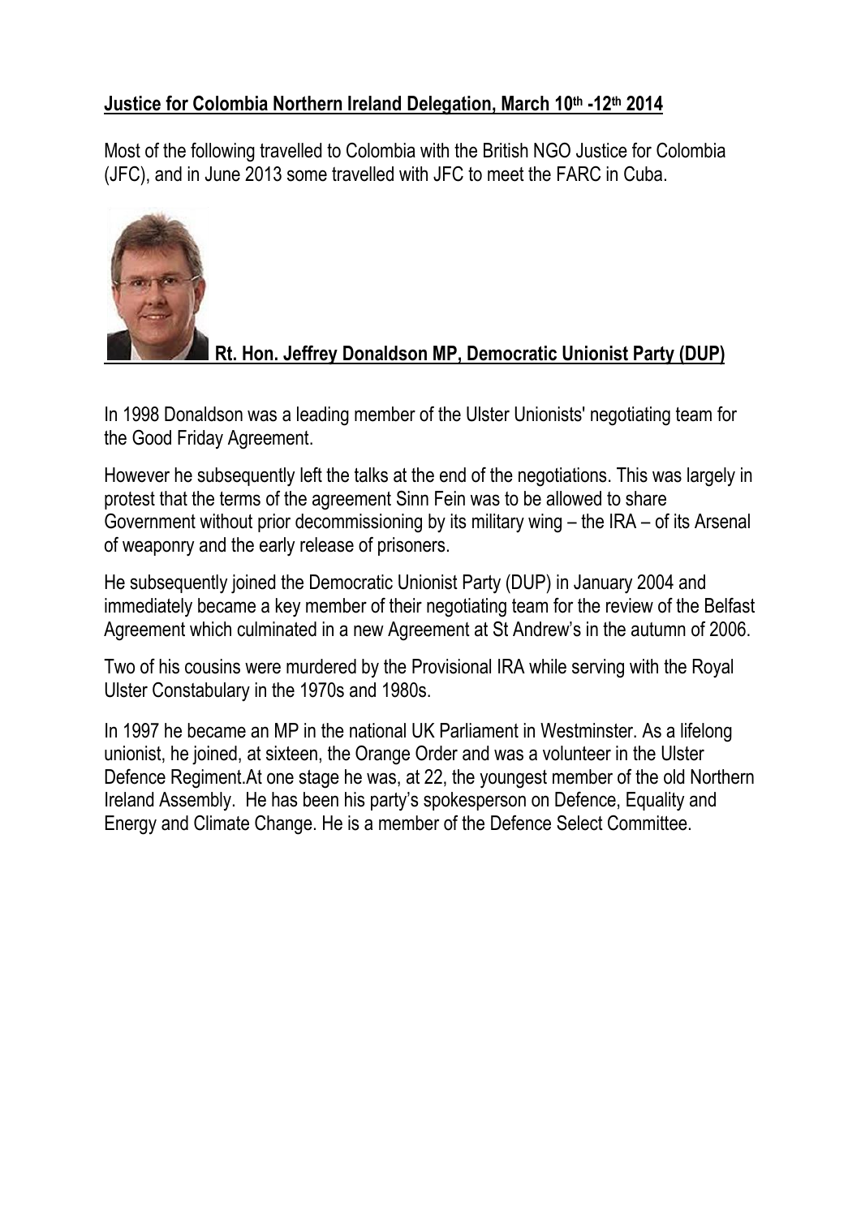**Justice for Colombia Northern Ireland Delegation, March 10th -12th 2014**

Most of the following travelled to Colombia with the British NGO Justice for Colombia (JFC), and in June 2013 some travelled with JFC to meet the FARC in Cuba.

**Rt. Hon. Jeffrey Donaldson MP, Democratic Unionist Party (DUP)**

In 1998 Donaldson was a leading member of the Ulster Unionists' negotiating team for the Good Friday Agreement.

However he subsequently left the talks at the end of the negotiations. This was largely in protest that the terms of the agreement Sinn Fein was to be allowed to share Government without prior decommissioning by its military wing – the IRA – of its Arsenal of weaponry and the early release of prisoners.

He subsequently joined the Democratic Unionist Party (DUP) in January 2004 and immediately became a key member of their negotiating team for the review of the Belfast Agreement which culminated in a new Agreement at St Andrew's in the autumn of 2006.

Two of his cousins were murdered by the Provisional IRA while serving with the Royal Ulster Constabulary in the 1970s and 1980s.

In 1997 he became an MP in the national UK Parliament in Westminster. As a lifelong unionist, he joined, at sixteen, the Orange Order and was a volunteer in the Ulster Defence Regiment.At one stage he was, at 22, the youngest member of the old Northern Ireland Assembly. He has been his party's spokesperson on Defence, Equality and Energy and Climate Change. He is a member of the Defence Select Committee.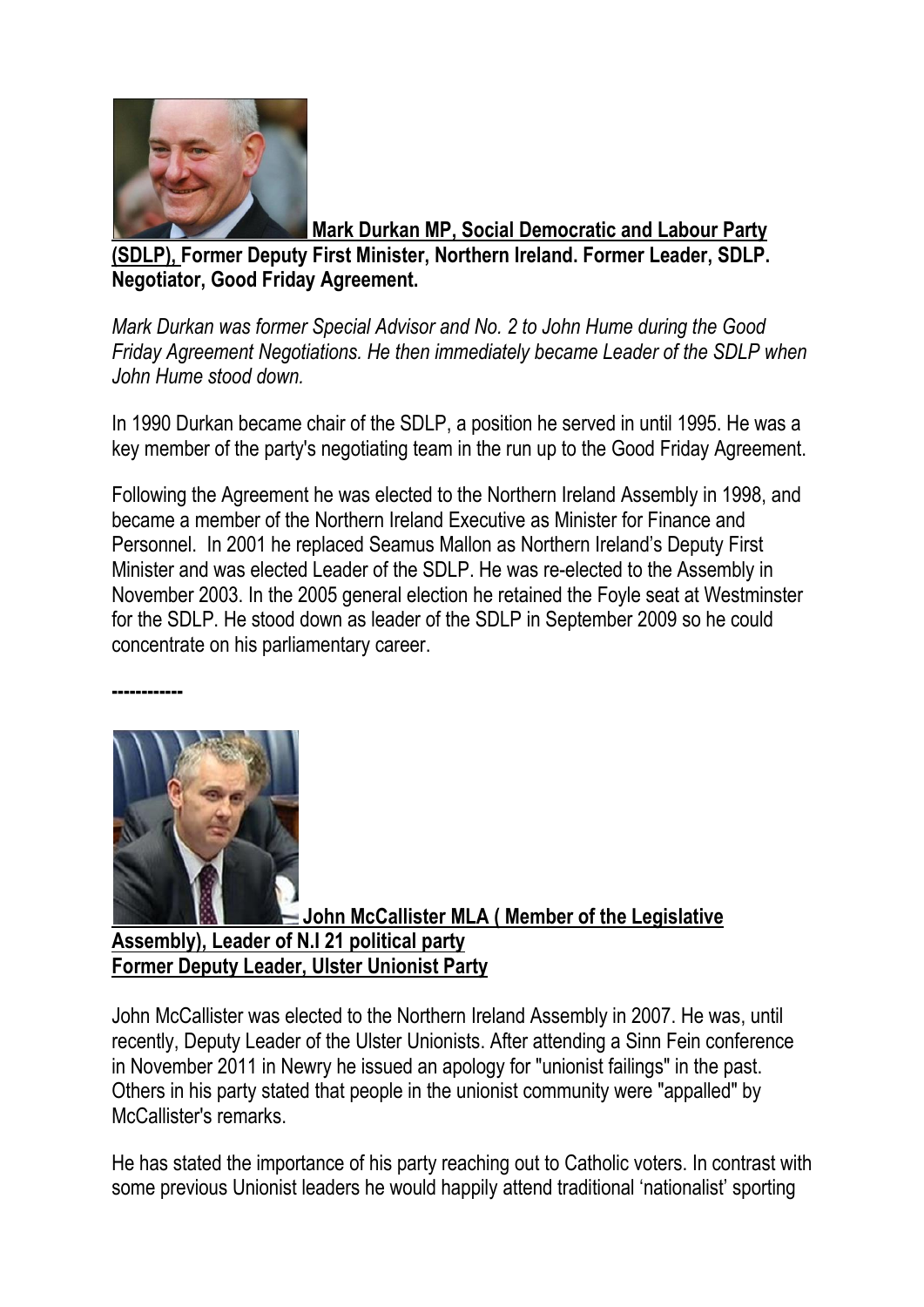**Mark Durkan MP, Social Democratic and Labour Party (SDLP), Former Deputy First Minister, Northern Ireland. Former Leader, SDLP. Negotiator, Good Friday Agreement.**

*Mark Durkan was former Special Advisor and No. 2 to John Hume during the Good Friday Agreement Negotiations. He then immediately became Leader of the SDLP when John Hume stood down.*

In 1990 Durkan became chair of the SDLP, a position he served in until 1995. He was a key member of the party's negotiating team in the run up to the Good Friday Agreement.

Following the Agreement he was elected to the Northern Ireland Assembly in 1998, and became a member of the Northern Ireland Executive as Minister for Finance and Personnel. In 2001 he replaced Seamus Mallon as Northern Ireland's Deputy First Minister and was elected Leader of the SDLP. He was re-elected to the Assembly in November 2003. In the 2005 general election he retained the Foyle seat at Westminster for the SDLP. He stood down as leader of the SDLP in September 2009 so he could concentrate on his parliamentary career.

------------

**John McCallister MLA ( Member of the Legislative Assembly), Leader of N.I 21 political party**
**Former Deputy Leader, Ulster Unionist Party**

John McCallister was elected to the Northern Ireland Assembly in 2007. He was, until recently, Deputy Leader of the Ulster Unionists. After attending a Sinn Fein conference in November 2011 in Newry he issued an apology for "unionist failings" in the past. Others in his party stated that people in the unionist community were "appalled" by McCallister's remarks.

He has stated the importance of his party reaching out to Catholic voters. In contrast with some previous Unionist leaders he would happily attend traditional 'nationalist' sporting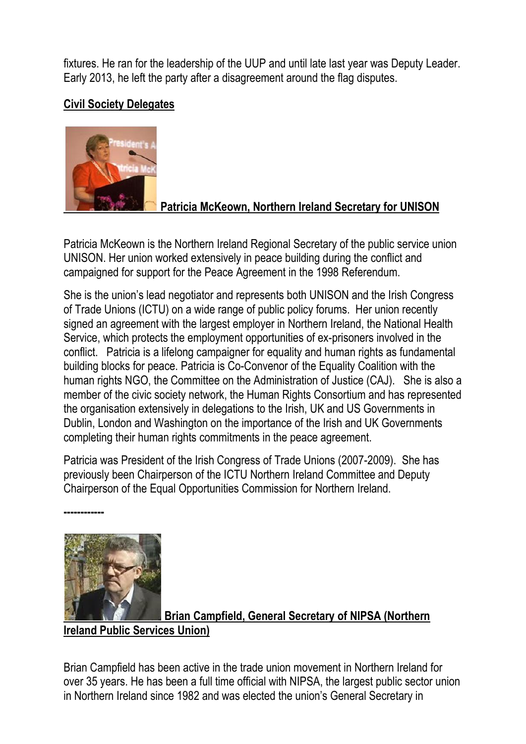fixtures. He ran for the leadership of the UUP and until late last year was Deputy Leader. Early 2013, he left the party after a disagreement around the flag disputes.

**Civil Society Delegates**

**Patricia McKeown, Northern Ireland Secretary for UNISON**

Patricia McKeown is the Northern Ireland Regional Secretary of the public service union UNISON. Her union worked extensively in peace building during the conflict and campaigned for support for the Peace Agreement in the 1998 Referendum.

She is the union's lead negotiator and represents both UNISON and the Irish Congress of Trade Unions (ICTU) on a wide range of public policy forums. Her union recently signed an agreement with the largest employer in Northern Ireland, the National Health Service, which protects the employment opportunities of ex-prisoners involved in the conflict. Patricia is a lifelong campaigner for equality and human rights as fundamental building blocks for peace. Patricia is Co-Convenor of the Equality Coalition with the human rights NGO, the Committee on the Administration of Justice (CAJ). She is also a member of the civic society network, the Human Rights Consortium and has represented the organisation extensively in delegations to the Irish, UK and US Governments in Dublin, London and Washington on the importance of the Irish and UK Governments completing their human rights commitments in the peace agreement.

Patricia was President of the Irish Congress of Trade Unions (2007-2009). She has previously been Chairperson of the ICTU Northern Ireland Committee and Deputy Chairperson of the Equal Opportunities Commission for Northern Ireland.

**------------**

**Brian Campfield, General Secretary of NIPSA (Northern Ireland Public Services Union)**

Brian Campfield has been active in the trade union movement in Northern Ireland for over 35 years. He has been a full time official with NIPSA, the largest public sector union in Northern Ireland since 1982 and was elected the union's General Secretary in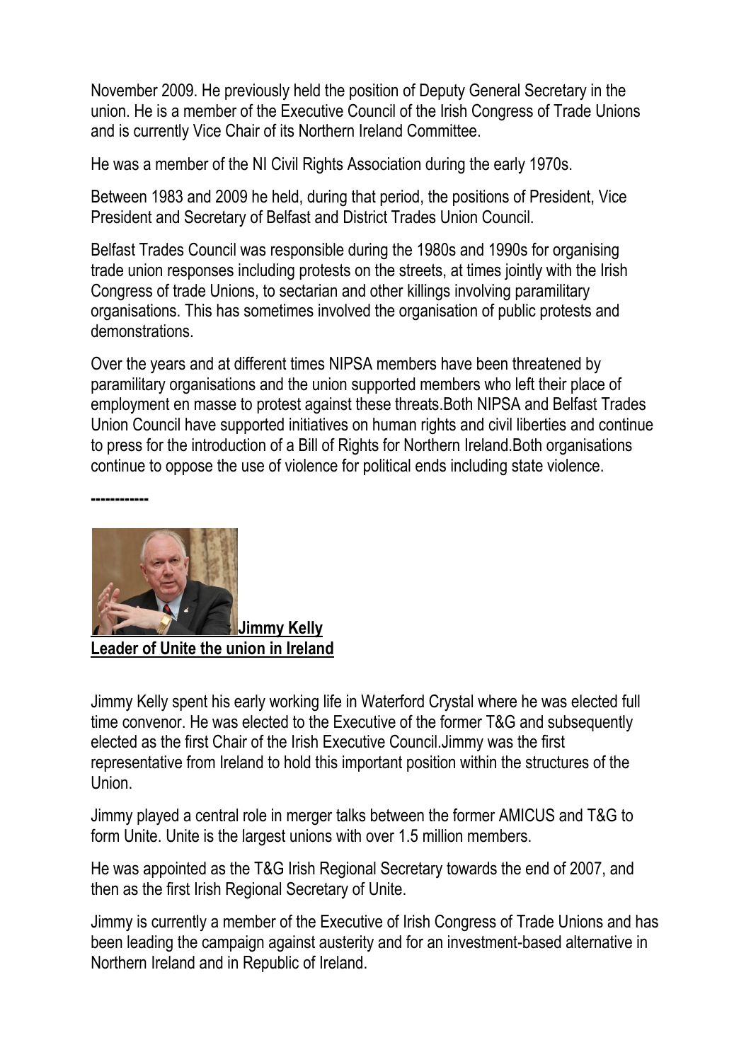November 2009. He previously held the position of Deputy General Secretary in the union. He is a member of the Executive Council of the Irish Congress of Trade Unions and is currently Vice Chair of its Northern Ireland Committee.

He was a member of the NI Civil Rights Association during the early 1970s.

Between 1983 and 2009 he held, during that period, the positions of President, Vice President and Secretary of Belfast and District Trades Union Council.

Belfast Trades Council was responsible during the 1980s and 1990s for organising trade union responses including protests on the streets, at times jointly with the Irish Congress of trade Unions, to sectarian and other killings involving paramilitary organisations. This has sometimes involved the organisation of public protests and demonstrations.

Over the years and at different times NIPSA members have been threatened by paramilitary organisations and the union supported members who left their place of employment en masse to protest against these threats.Both NIPSA and Belfast Trades Union Council have supported initiatives on human rights and civil liberties and continue to press for the introduction of a Bill of Rights for Northern Ireland.Both organisations continue to oppose the use of violence for political ends including state violence.

**------------**

**Jimmy Kelly**
**Leader of Unite the union in Ireland**

Jimmy Kelly spent his early working life in Waterford Crystal where he was elected full time convenor. He was elected to the Executive of the former T&G and subsequently elected as the first Chair of the Irish Executive Council.Jimmy was the first representative from Ireland to hold this important position within the structures of the Union.

Jimmy played a central role in merger talks between the former AMICUS and T&G to form Unite. Unite is the largest unions with over 1.5 million members.

He was appointed as the T&G Irish Regional Secretary towards the end of 2007, and then as the first Irish Regional Secretary of Unite.

Jimmy is currently a member of the Executive of Irish Congress of Trade Unions and has been leading the campaign against austerity and for an investment-based alternative in Northern Ireland and in Republic of Ireland.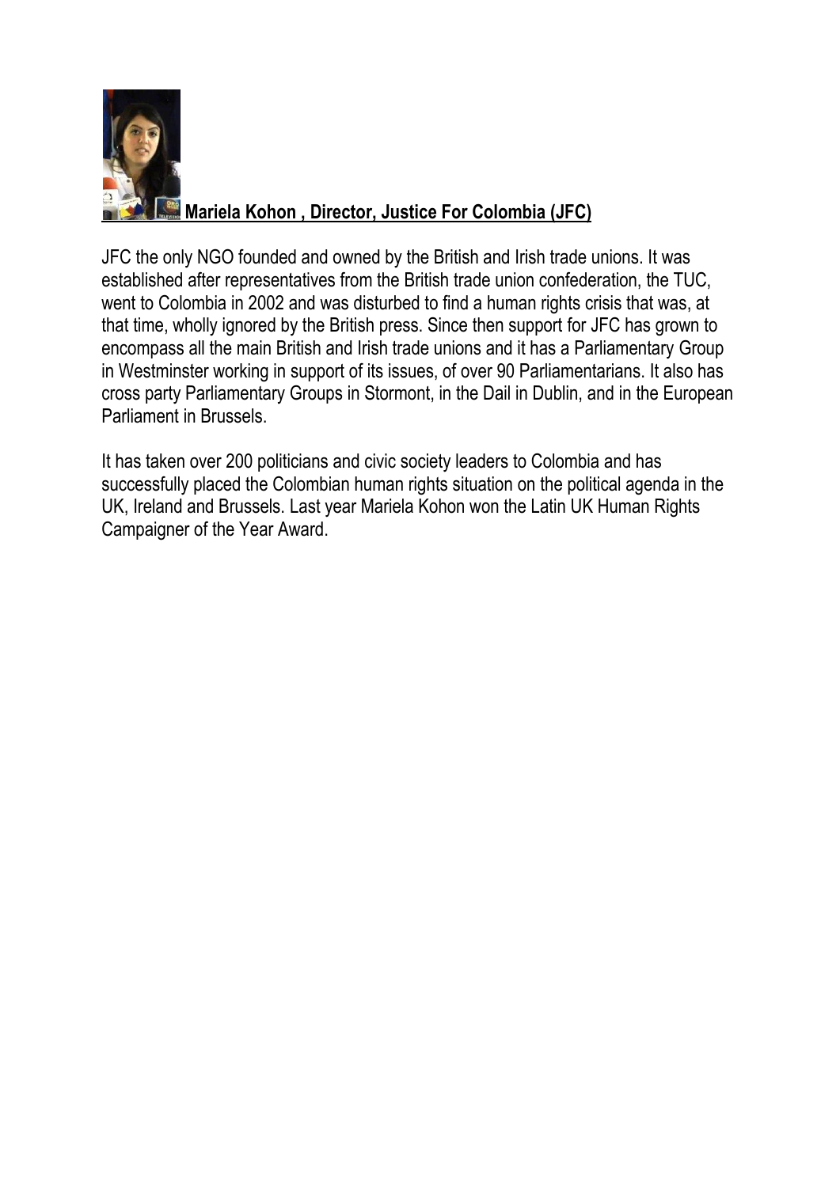**Mariela Kohon , Director, Justice For Colombia (JFC)**

JFC the only NGO founded and owned by the British and Irish trade unions. It was established after representatives from the British trade union confederation, the TUC, went to Colombia in 2002 and was disturbed to find a human rights crisis that was, at that time, wholly ignored by the British press. Since then support for JFC has grown to encompass all the main British and Irish trade unions and it has a Parliamentary Group in Westminster working in support of its issues, of over 90 Parliamentarians. It also has cross party Parliamentary Groups in Stormont, in the Dail in Dublin, and in the European Parliament in Brussels.

It has taken over 200 politicians and civic society leaders to Colombia and has successfully placed the Colombian human rights situation on the political agenda in the UK, Ireland and Brussels. Last year Mariela Kohon won the Latin UK Human Rights Campaigner of the Year Award.